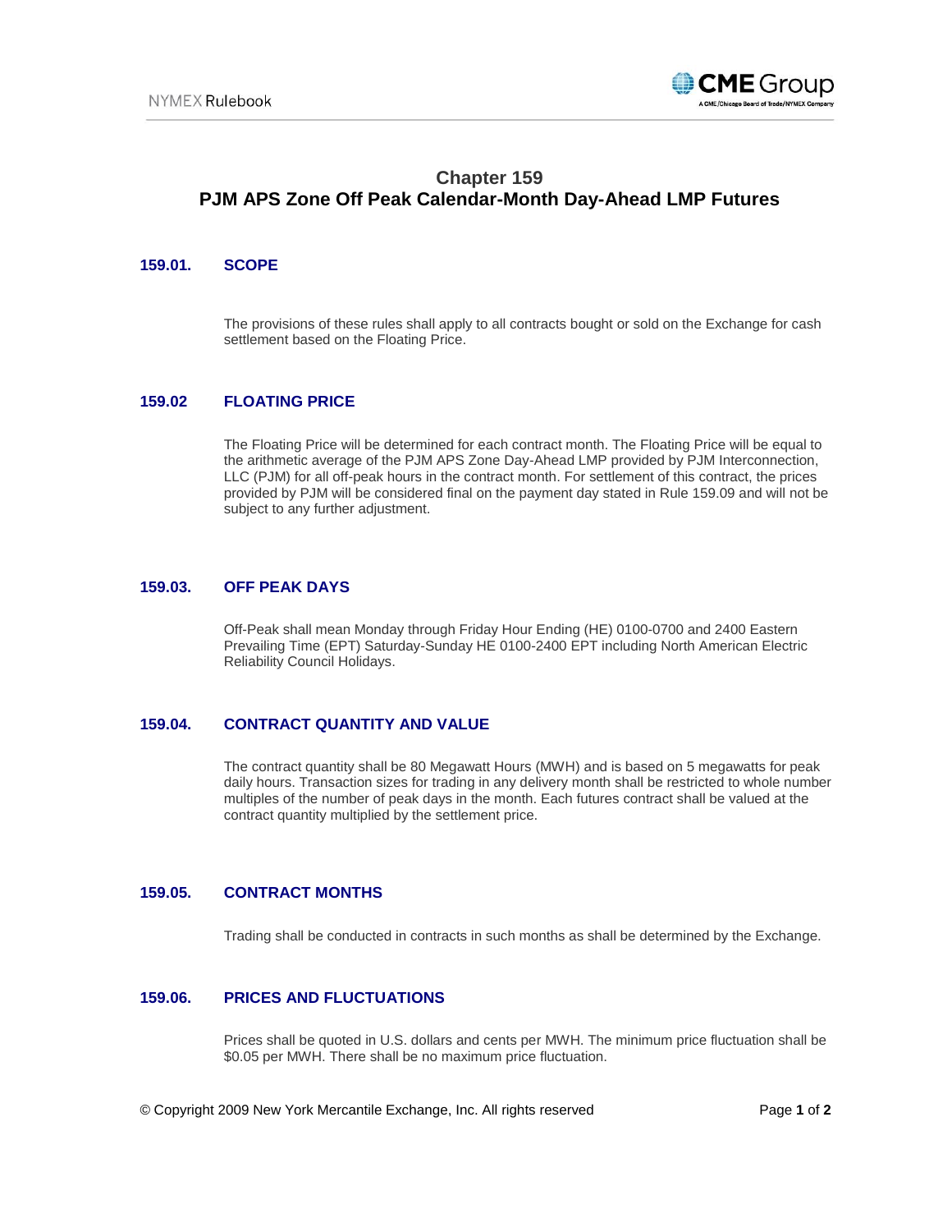# Chapter 159
# PJM APS Zone Off Peak Calendar-Month Day-Ahead LMP Futures

## 159.01. SCOPE

The provisions of these rules shall apply to all contracts bought or sold on the Exchange for cash settlement based on the Floating Price.

## 159.02 FLOATING PRICE

The Floating Price will be determined for each contract month. The Floating Price will be equal to the arithmetic average of the PJM APS Zone Day-Ahead LMP provided by PJM Interconnection, LLC (PJM) for all off-peak hours in the contract month. For settlement of this contract, the prices provided by PJM will be considered final on the payment day stated in Rule 159.09 and will not be subject to any further adjustment.

## 159.03. OFF PEAK DAYS

Off-Peak shall mean Monday through Friday Hour Ending (HE) 0100-0700 and 2400 Eastern Prevailing Time (EPT) Saturday-Sunday HE 0100-2400 EPT including North American Electric Reliability Council Holidays.

## 159.04. CONTRACT QUANTITY AND VALUE

The contract quantity shall be 80 Megawatt Hours (MWH) and is based on 5 megawatts for peak daily hours. Transaction sizes for trading in any delivery month shall be restricted to whole number multiples of the number of peak days in the month. Each futures contract shall be valued at the contract quantity multiplied by the settlement price.

## 159.05. CONTRACT MONTHS

Trading shall be conducted in contracts in such months as shall be determined by the Exchange.

## 159.06. PRICES AND FLUCTUATIONS

Prices shall be quoted in U.S. dollars and cents per MWH. The minimum price fluctuation shall be $0.05 per MWH. There shall be no maximum price fluctuation.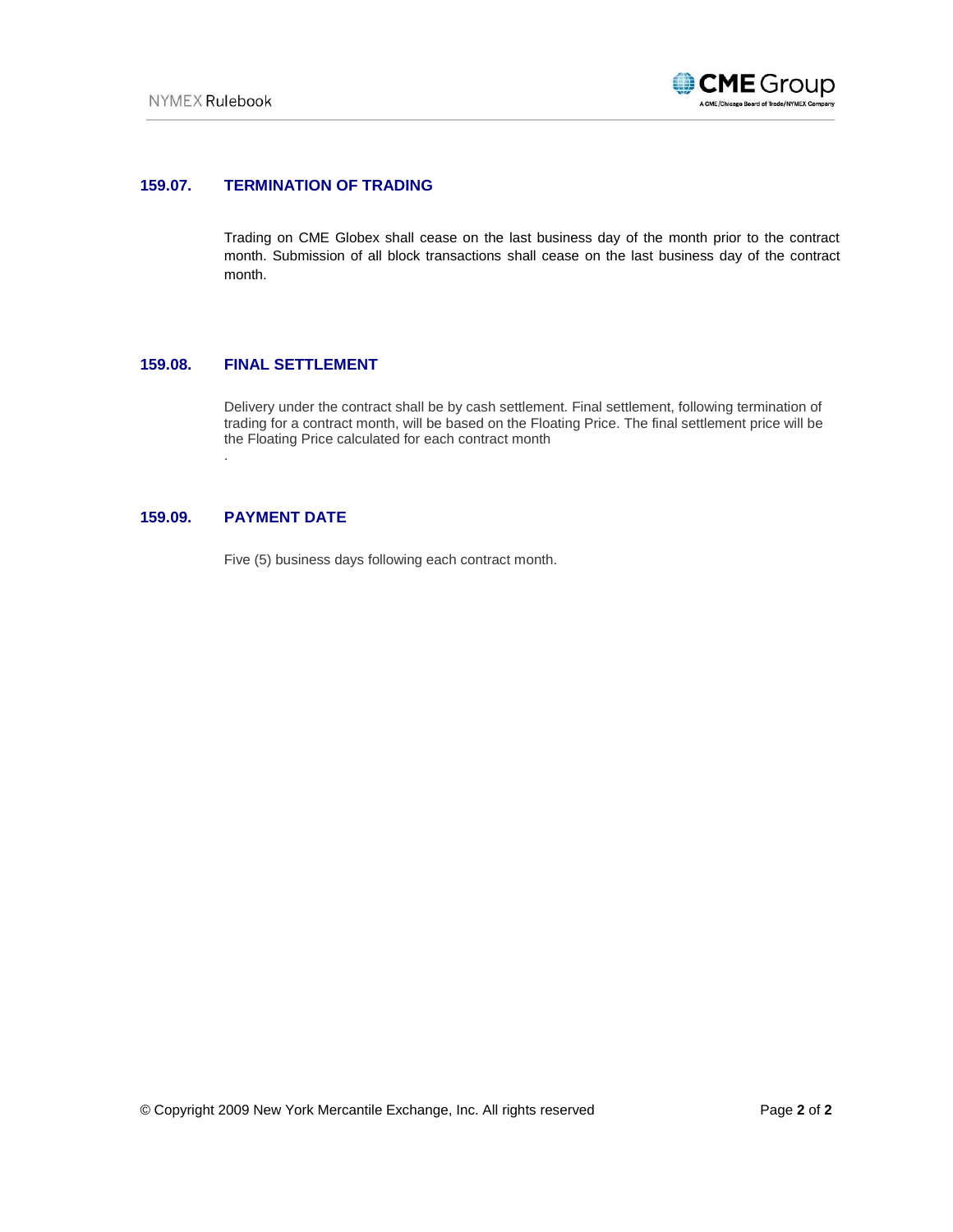## 159.07. TERMINATION OF TRADING

Trading on CME Globex shall cease on the last business day of the month prior to the contract month. Submission of all block transactions shall cease on the last business day of the contract month.

## 159.08. FINAL SETTLEMENT

Delivery under the contract shall be by cash settlement. Final settlement, following termination of trading for a contract month, will be based on the Floating Price. The final settlement price will be the Floating Price calculated for each contract month

.

## 159.09. PAYMENT DATE

Five (5) business days following each contract month.

© Copyright 2009 New York Mercantile Exchange, Inc. All rights reserved